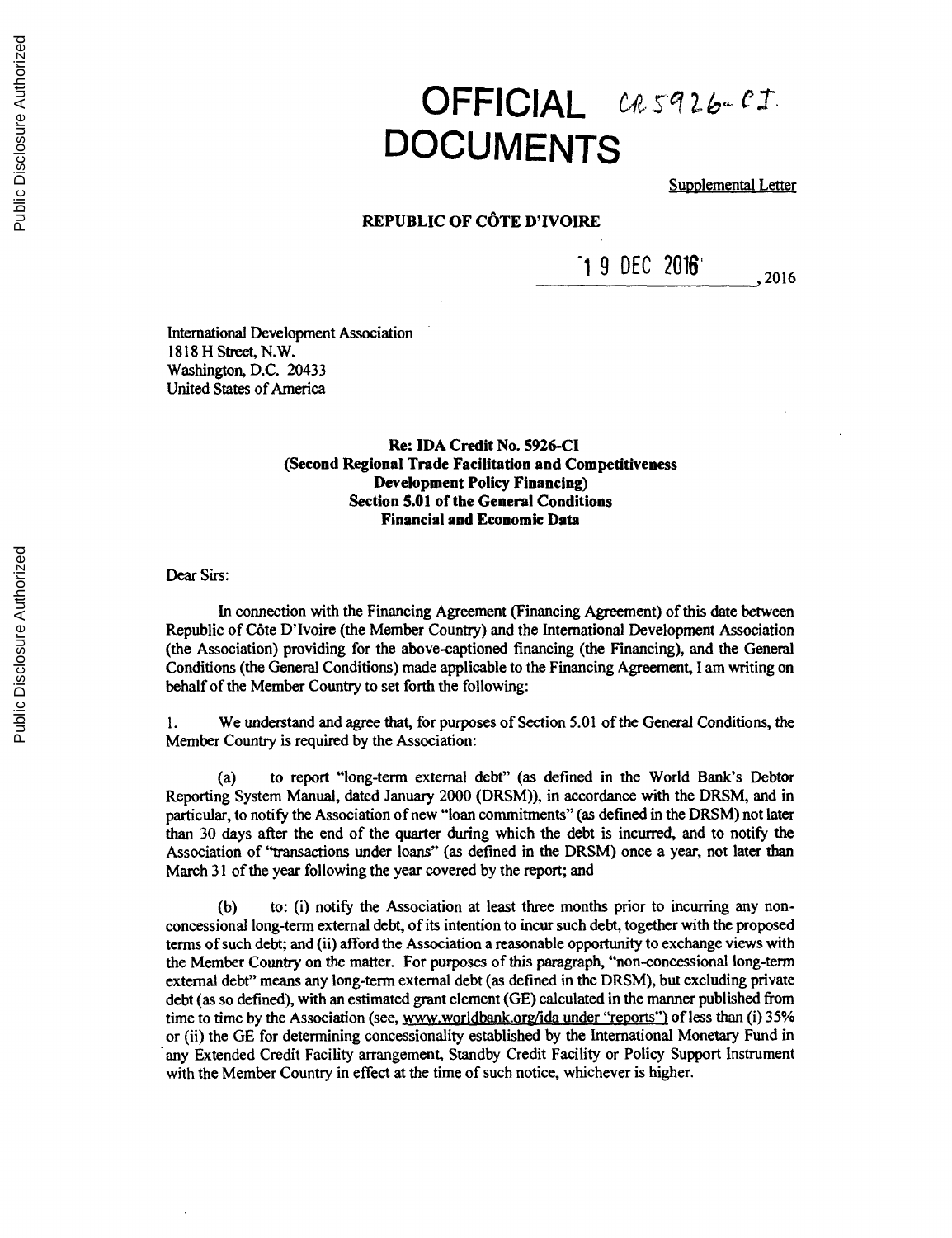# OFFICIAL DOCUMENTS

CR 5926-CI

Supplemental Letter

**REPUBLIC OF CÔTE D'IVOIRE**

19 DEC 2016, 2016

International Development Association
1818 H Street, N.W.
Washington, D.C. 20433
United States of America

**Re: IDA Credit No. 5926-CI**
**(Second Regional Trade Facilitation and Competitiveness Development Policy Financing)**
**Section 5.01 of the General Conditions**
**Financial and Economic Data**

Dear Sirs:

In connection with the Financing Agreement (Financing Agreement) of this date between Republic of Côte D'Ivoire (the Member Country) and the International Development Association (the Association) providing for the above-captioned financing (the Financing), and the General Conditions (the General Conditions) made applicable to the Financing Agreement, I am writing on behalf of the Member Country to set forth the following:

1. We understand and agree that, for purposes of Section 5.01 of the General Conditions, the Member Country is required by the Association:

(a) to report "long-term external debt" (as defined in the World Bank's Debtor Reporting System Manual, dated January 2000 (DRSM)), in accordance with the DRSM, and in particular, to notify the Association of new "loan commitments" (as defined in the DRSM) not later than 30 days after the end of the quarter during which the debt is incurred, and to notify the Association of "transactions under loans" (as defined in the DRSM) once a year, not later than March 31 of the year following the year covered by the report; and

(b) to: (i) notify the Association at least three months prior to incurring any non-concessional long-term external debt, of its intention to incur such debt, together with the proposed terms of such debt; and (ii) afford the Association a reasonable opportunity to exchange views with the Member Country on the matter. For purposes of this paragraph, "non-concessional long-term external debt" means any long-term external debt (as defined in the DRSM), but excluding private debt (as so defined), with an estimated grant element (GE) calculated in the manner published from time to time by the Association (see, www.worldbank.org/ida under "reports") of less than (i) 35% or (ii) the GE for determining concessionality established by the International Monetary Fund in any Extended Credit Facility arrangement, Standby Credit Facility or Policy Support Instrument with the Member Country in effect at the time of such notice, whichever is higher.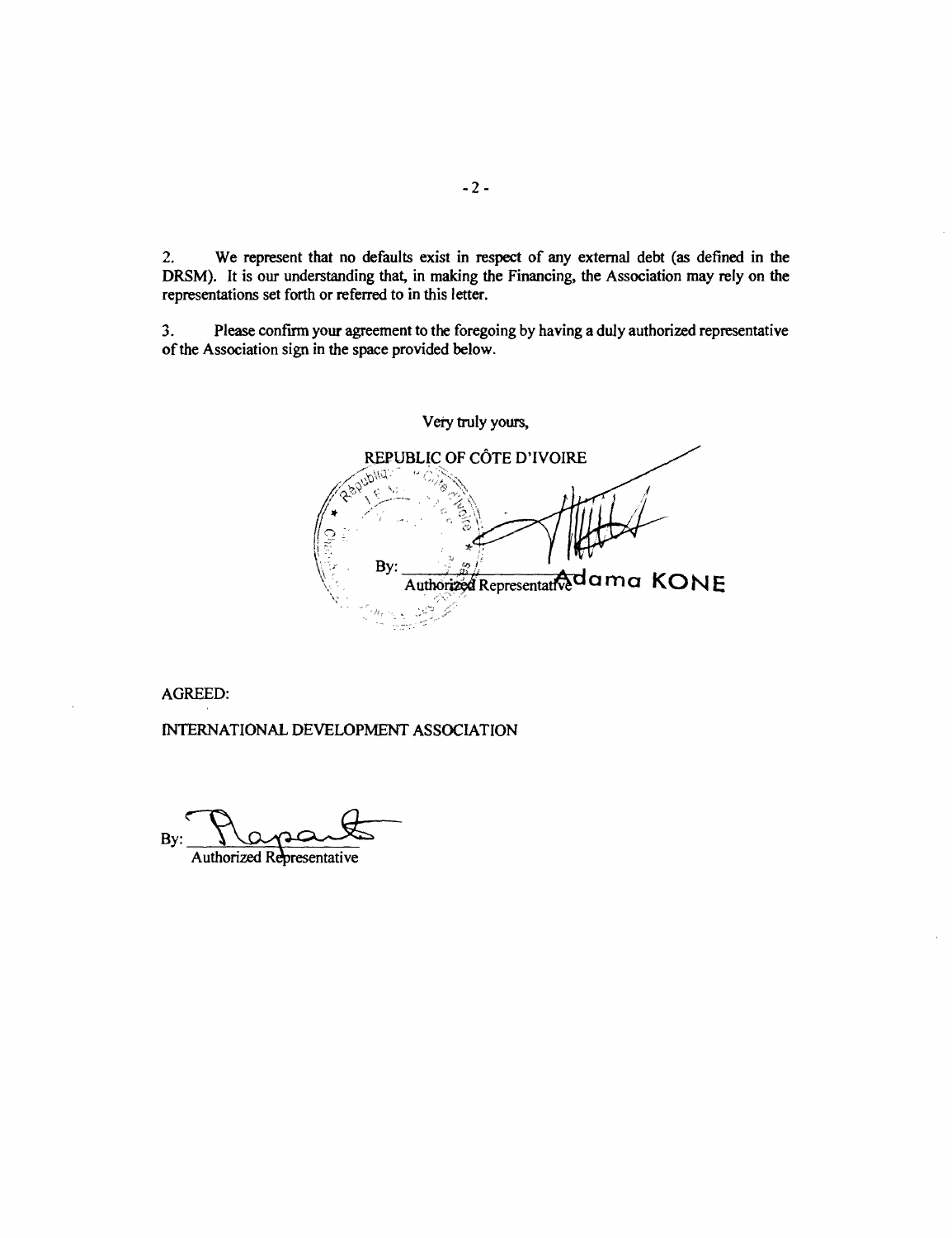2. We represent that no defaults exist in respect of any external debt (as defined in the DRSM). It is our understanding that, in making the Financing, the Association may rely on the representations set forth or referred to in this letter.

3. Please confirm your agreement to the foregoing by having a duly authorized representative of the Association sign in the space provided below.

Very truly yours,

REPUBLIC OF CÔTE D'IVOIRE

By: ______________________
Authorized Representative Adama KONE

AGREED:

INTERNATIONAL DEVELOPMENT ASSOCIATION

By: ______________________
Authorized Representative